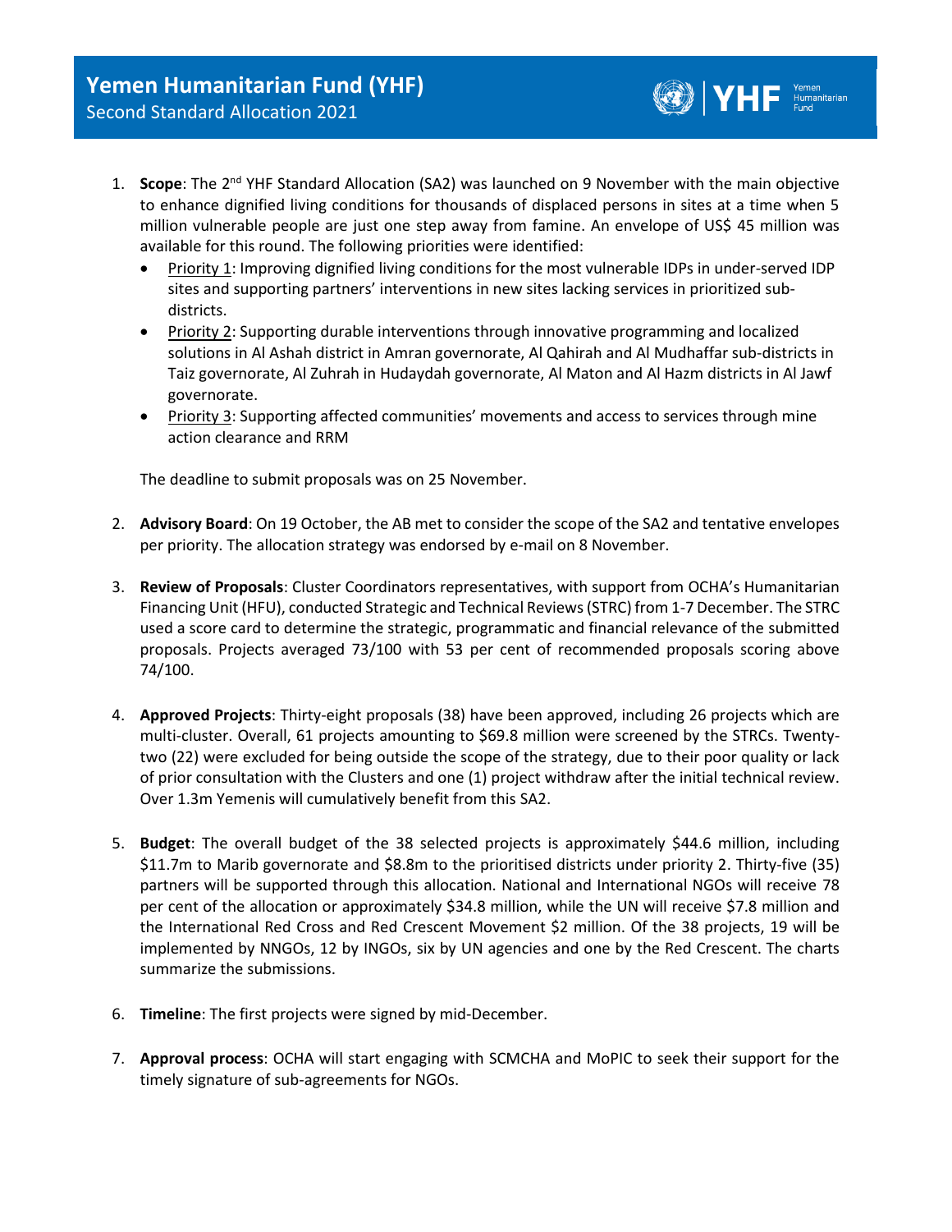# Yemen Humanitarian Fund (YHF)

## Second Standard Allocation 2021

1. **Scope**: The 2nd YHF Standard Allocation (SA2) was launched on 9 November with the main objective to enhance dignified living conditions for thousands of displaced persons in sites at a time when 5 million vulnerable people are just one step away from famine. An envelope of US$ 45 million was available for this round. The following priorities were identified:
   - Priority 1: Improving dignified living conditions for the most vulnerable IDPs in under-served IDP sites and supporting partners' interventions in new sites lacking services in prioritized sub-districts.
   - Priority 2: Supporting durable interventions through innovative programming and localized solutions in Al Ashah district in Amran governorate, Al Qahirah and Al Mudhaffar sub-districts in Taiz governorate, Al Zuhrah in Hudaydah governorate, Al Maton and Al Hazm districts in Al Jawf governorate.
   - Priority 3: Supporting affected communities' movements and access to services through mine action clearance and RRM

   The deadline to submit proposals was on 25 November.

2. **Advisory Board**: On 19 October, the AB met to consider the scope of the SA2 and tentative envelopes per priority. The allocation strategy was endorsed by e-mail on 8 November.

3. **Review of Proposals**: Cluster Coordinators representatives, with support from OCHA's Humanitarian Financing Unit (HFU), conducted Strategic and Technical Reviews (STRC) from 1-7 December. The STRC used a score card to determine the strategic, programmatic and financial relevance of the submitted proposals. Projects averaged 73/100 with 53 per cent of recommended proposals scoring above 74/100.

4. **Approved Projects**: Thirty-eight proposals (38) have been approved, including 26 projects which are multi-cluster. Overall, 61 projects amounting to $69.8 million were screened by the STRCs. Twenty-two (22) were excluded for being outside the scope of the strategy, due to their poor quality or lack of prior consultation with the Clusters and one (1) project withdraw after the initial technical review. Over 1.3m Yemenis will cumulatively benefit from this SA2.

5. **Budget**: The overall budget of the 38 selected projects is approximately $44.6 million, including $11.7m to Marib governorate and $8.8m to the prioritised districts under priority 2. Thirty-five (35) partners will be supported through this allocation. National and International NGOs will receive 78 per cent of the allocation or approximately $34.8 million, while the UN will receive $7.8 million and the International Red Cross and Red Crescent Movement $2 million. Of the 38 projects, 19 will be implemented by NNGOs, 12 by INGOs, six by UN agencies and one by the Red Crescent. The charts summarize the submissions.

6. **Timeline**: The first projects were signed by mid-December.

7. **Approval process**: OCHA will start engaging with SCMCHA and MoPIC to seek their support for the timely signature of sub-agreements for NGOs.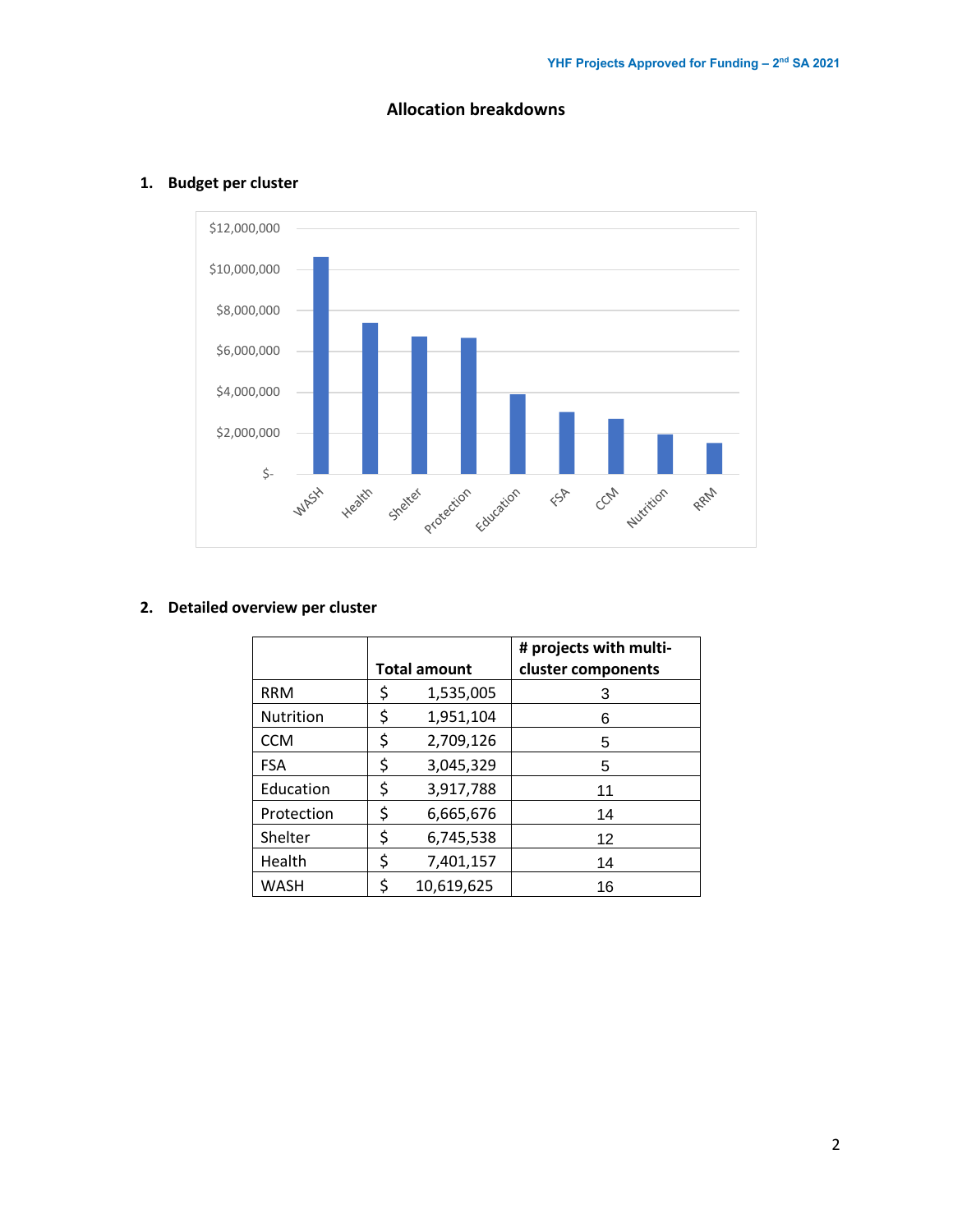# Allocation breakdowns

## 1. Budget per cluster

## 2. Detailed overview per cluster

| | Total amount | # projects with multi-cluster components |
|---|---|---|
| RRM | $ 1,535,005 | 3 |
| Nutrition | $ 1,951,104 | 6 |
| CCM | $ 2,709,126 | 5 |
| FSA | $ 3,045,329 | 5 |
| Education | $ 3,917,788 | 11 |
| Protection | $ 6,665,676 | 14 |
| Shelter | $ 6,745,538 | 12 |
| Health | $ 7,401,157 | 14 |
| WASH | $ 10,619,625 | 16 |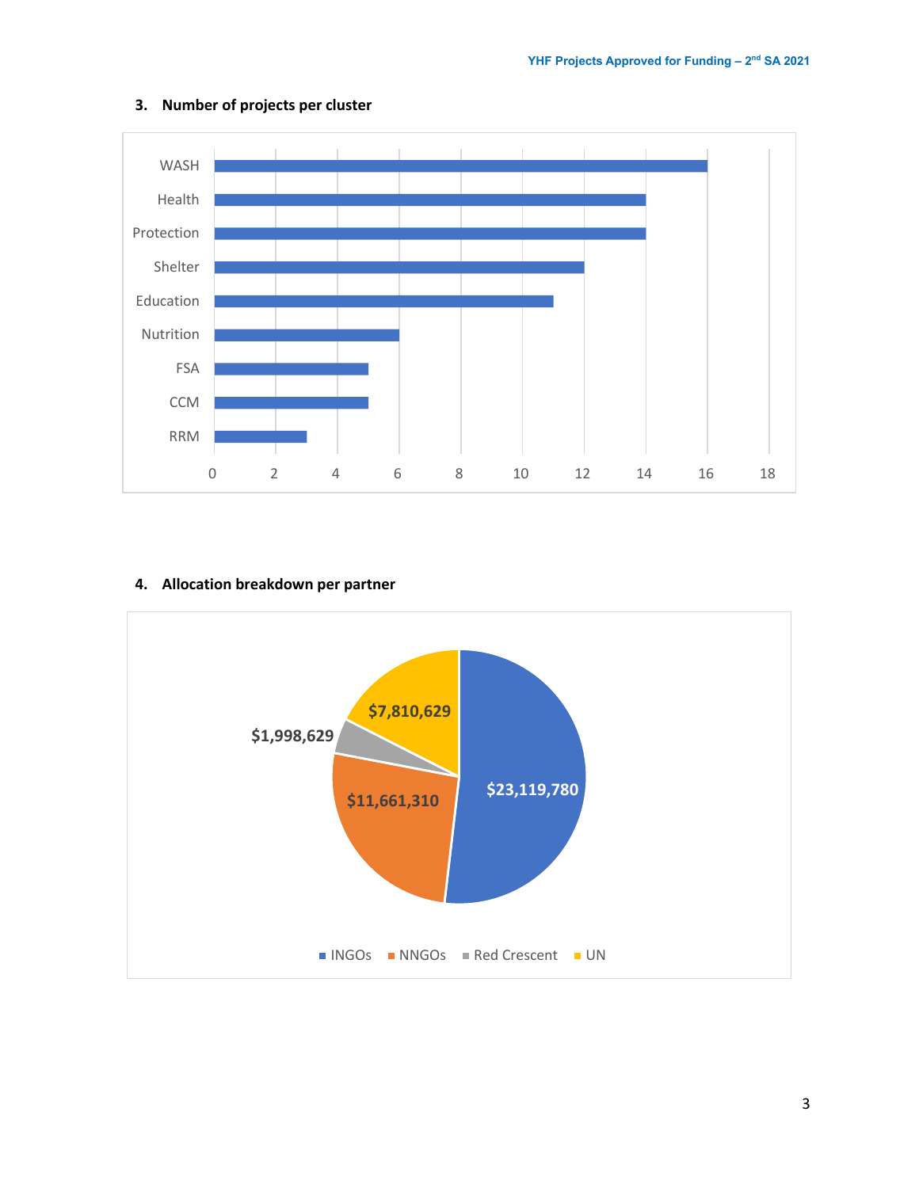### 3. Number of projects per cluster

| Cluster | Number of projects |
|---|---|
| WASH | 16 |
| Health | 14 |
| Protection | 14 |
| Shelter | 12 |
| Education | 11 |
| Nutrition | 6 |
| FSA | 5 |
| CCM | 5 |
| RRM | 3 |

### 4. Allocation breakdown per partner

| Partner | Allocation |
|---|---|
| INGOs | $23,119,780 |
| NNGOs | $11,661,310 |
| Red Crescent | $1,998,629 |
| UN | $7,810,629 |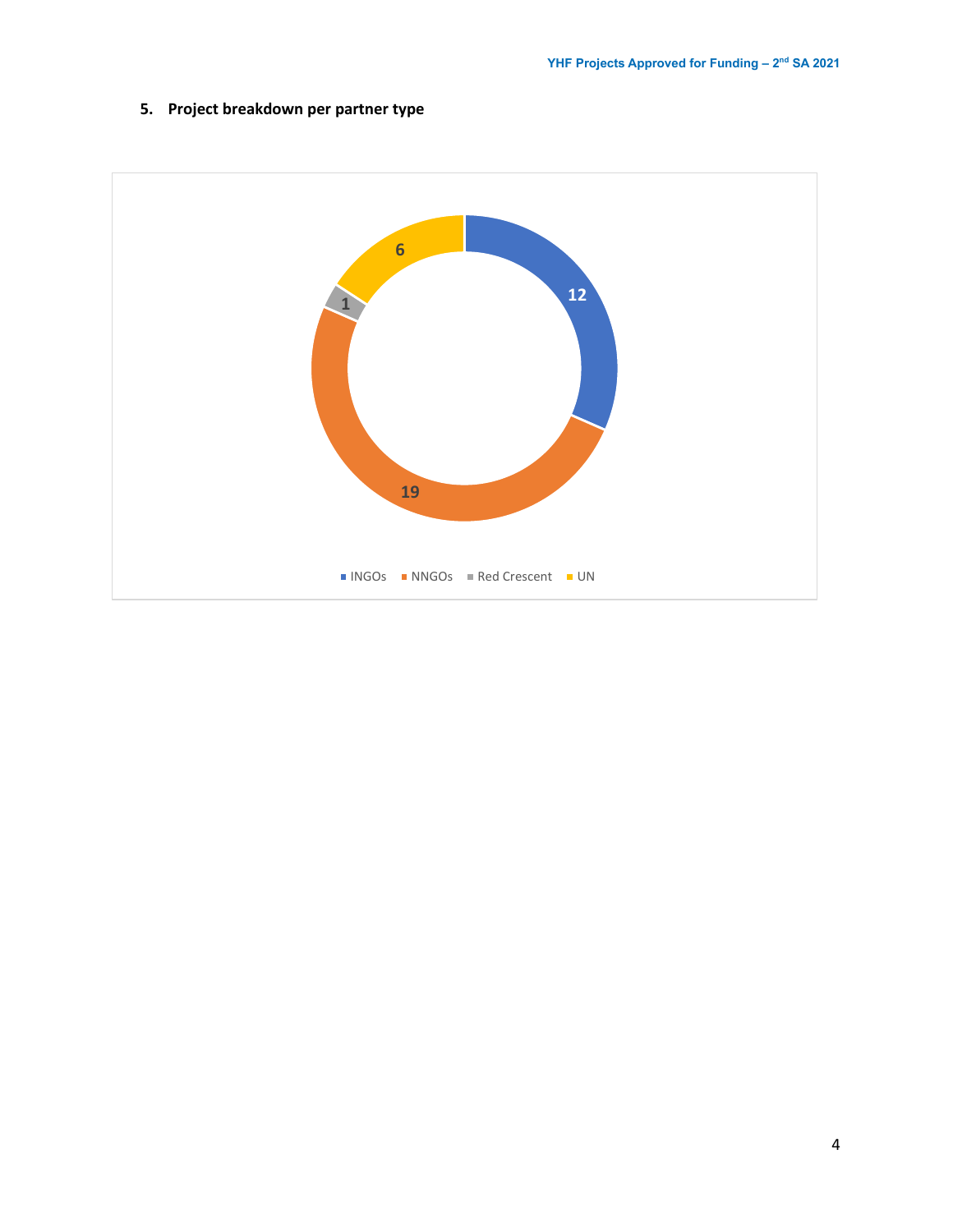## 5. Project breakdown per partner type

| Partner type | Number of projects |
| --- | --- |
| INGOs | 12 |
| NNGOs | 19 |
| Red Crescent | 1 |
| UN | 6 |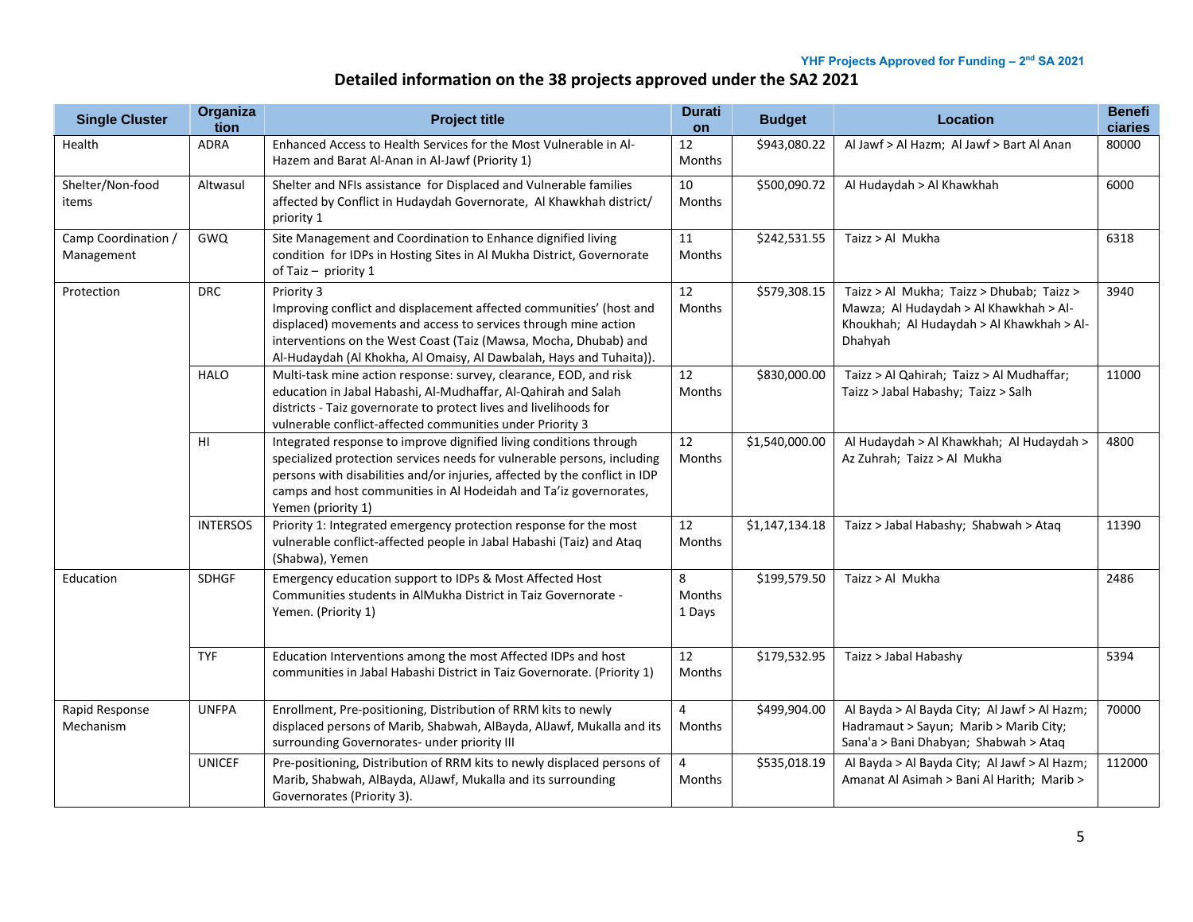YHF Projects Approved for Funding – 2nd SA 2021

## Detailed information on the 38 projects approved under the SA2 2021

| Single Cluster | Organization | Project title | Duration | Budget | Location | Beneficiaries |
|---|---|---|---|---|---|---|
| Health | ADRA | Enhanced Access to Health Services for the Most Vulnerable in Al-Hazem and Barat Al-Anan in Al-Jawf (Priority 1) | 12 Months | $943,080.22 | Al Jawf > Al Hazm; Al Jawf > Bart Al Anan | 80000 |
| Shelter/Non-food items | Altwasul | Shelter and NFIs assistance for Displaced and Vulnerable families affected by Conflict in Hudaydah Governorate, Al Khawkhah district/ priority 1 | 10 Months | $500,090.72 | Al Hudaydah > Al Khawkhah | 6000 |
| Camp Coordination / Management | GWQ | Site Management and Coordination to Enhance dignified living condition for IDPs in Hosting Sites in Al Mukha District, Governorate of Taiz – priority 1 | 11 Months | $242,531.55 | Taizz > Al Mukha | 6318 |
| Protection | DRC | Priority 3 Improving conflict and displacement affected communities' (host and displaced) movements and access to services through mine action interventions on the West Coast (Taiz (Mawsa, Mocha, Dhubab) and Al-Hudaydah (Al Khokha, Al Omaisy, Al Dawbalah, Hays and Tuhaita)). | 12 Months | $579,308.15 | Taizz > Al Mukha; Taizz > Dhubab; Taizz > Mawza; Al Hudaydah > Al Khawkhah > Al-Khoukhah; Al Hudaydah > Al Khawkhah > Al-Dhahyah | 3940 |
| | HALO | Multi-task mine action response: survey, clearance, EOD, and risk education in Jabal Habashi, Al-Mudhaffar, Al-Qahirah and Salah districts - Taiz governorate to protect lives and livelihoods for vulnerable conflict-affected communities under Priority 3 | 12 Months | $830,000.00 | Taizz > Al Qahirah; Taizz > Al Mudhaffar; Taizz > Jabal Habashy; Taizz > Salh | 11000 |
| | HI | Integrated response to improve dignified living conditions through specialized protection services needs for vulnerable persons, including persons with disabilities and/or injuries, affected by the conflict in IDP camps and host communities in Al Hodeidah and Ta'iz governorates, Yemen (priority 1) | 12 Months | $1,540,000.00 | Al Hudaydah > Al Khawkhah; Al Hudaydah > Az Zuhrah; Taizz > Al Mukha | 4800 |
| | INTERSOS | Priority 1: Integrated emergency protection response for the most vulnerable conflict-affected people in Jabal Habashi (Taiz) and Ataq (Shabwa), Yemen | 12 Months | $1,147,134.18 | Taizz > Jabal Habashy; Shabwah > Ataq | 11390 |
| Education | SDHGF | Emergency education support to IDPs & Most Affected Host Communities students in AlMukha District in Taiz Governorate - Yemen. (Priority 1) | 8 Months 1 Days | $199,579.50 | Taizz > Al Mukha | 2486 |
| | TYF | Education Interventions among the most Affected IDPs and host communities in Jabal Habashi District in Taiz Governorate. (Priority 1) | 12 Months | $179,532.95 | Taizz > Jabal Habashy | 5394 |
| Rapid Response Mechanism | UNFPA | Enrollment, Pre-positioning, Distribution of RRM kits to newly displaced persons of Marib, Shabwah, AlBayda, AlJawf, Mukalla and its surrounding Governorates- under priority III | 4 Months | $499,904.00 | Al Bayda > Al Bayda City; Al Jawf > Al Hazm; Hadramaut > Sayun; Marib > Marib City; Sana'a > Bani Dhabyan; Shabwah > Ataq | 70000 |
| | UNICEF | Pre-positioning, Distribution of RRM kits to newly displaced persons of Marib, Shabwah, AlBayda, AlJawf, Mukalla and its surrounding Governorates (Priority 3). | 4 Months | $535,018.19 | Al Bayda > Al Bayda City; Al Jawf > Al Hazm; Amanat Al Asimah > Bani Al Harith; Marib > | 112000 |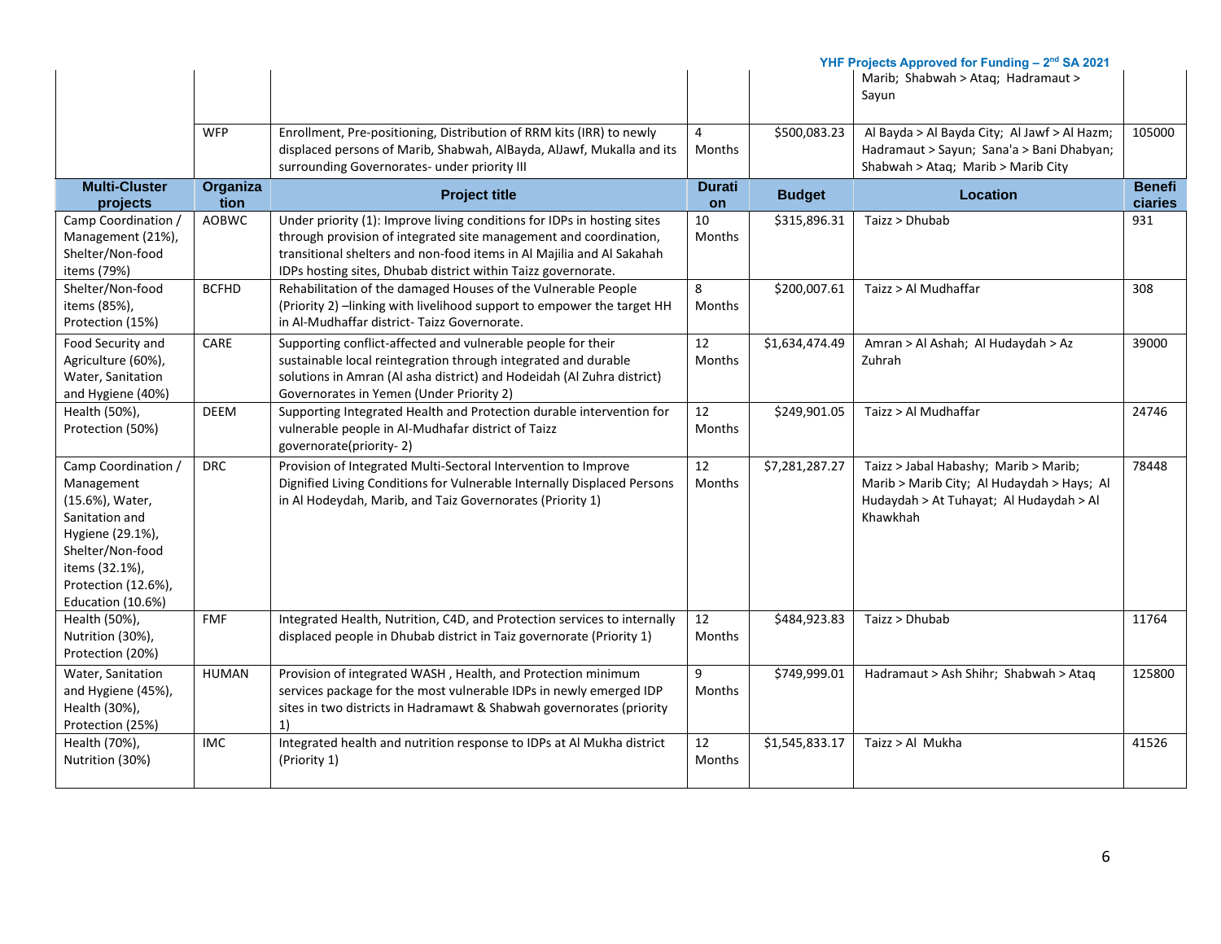| | | | | | Marib; Shabwah > Ataq; Hadramaut > Sayun | |
|---|---|---|---|---|---|---|
| | WFP | Enrollment, Pre-positioning, Distribution of RRM kits (IRR) to newly displaced persons of Marib, Shabwah, AlBayda, AlJawf, Mukalla and its surrounding Governorates- under priority III | 4 Months | $500,083.23 | Al Bayda > Al Bayda City; Al Jawf > Al Hazm; Hadramaut > Sayun; Sana'a > Bani Dhabyan; Shabwah > Ataq; Marib > Marib City | 105000 |

| Multi-Cluster projects | Organization | Project title | Duration | Budget | Location | Beneficiaries |
|---|---|---|---|---|---|---|
| Camp Coordination / Management (21%), Shelter/Non-food items (79%) | AOBWC | Under priority (1): Improve living conditions for IDPs in hosting sites through provision of integrated site management and coordination, transitional shelters and non-food items in Al Majilia and Al Sakahah IDPs hosting sites, Dhubab district within Taizz governorate. | 10 Months | $315,896.31 | Taizz > Dhubab | 931 |
| Shelter/Non-food items (85%), Protection (15%) | BCFHD | Rehabilitation of the damaged Houses of the Vulnerable People (Priority 2) –linking with livelihood support to empower the target HH in Al-Mudhaffar district- Taizz Governorate. | 8 Months | $200,007.61 | Taizz > Al Mudhaffar | 308 |
| Food Security and Agriculture (60%), Water, Sanitation and Hygiene (40%) | CARE | Supporting conflict-affected and vulnerable people for their sustainable local reintegration through integrated and durable solutions in Amran (Al asha district) and Hodeidah (Al Zuhra district) Governorates in Yemen (Under Priority 2) | 12 Months | $1,634,474.49 | Amran > Al Ashah; Al Hudaydah > Az Zuhrah | 39000 |
| Health (50%), Protection (50%) | DEEM | Supporting Integrated Health and Protection durable intervention for vulnerable people in Al-Mudhafar district of Taizz governorate(priority- 2) | 12 Months | $249,901.05 | Taizz > Al Mudhaffar | 24746 |
| Camp Coordination / Management (15.6%), Water, Sanitation and Hygiene (29.1%), Shelter/Non-food items (32.1%), Protection (12.6%), Education (10.6%) | DRC | Provision of Integrated Multi-Sectoral Intervention to Improve Dignified Living Conditions for Vulnerable Internally Displaced Persons in Al Hodeydah, Marib, and Taiz Governorates (Priority 1) | 12 Months | $7,281,287.27 | Taizz > Jabal Habashy; Marib > Marib; Marib > Marib City; Al Hudaydah > Hays; Al Hudaydah > At Tuhayat; Al Hudaydah > Al Khawkhah | 78448 |
| Health (50%), Nutrition (30%), Protection (20%) | FMF | Integrated Health, Nutrition, C4D, and Protection services to internally displaced people in Dhubab district in Taiz governorate (Priority 1) | 12 Months | $484,923.83 | Taizz > Dhubab | 11764 |
| Water, Sanitation and Hygiene (45%), Health (30%), Protection (25%) | HUMAN | Provision of integrated WASH , Health, and Protection minimum services package for the most vulnerable IDPs in newly emerged IDP sites in two districts in Hadramawt & Shabwah governorates (priority 1) | 9 Months | $749,999.01 | Hadramaut > Ash Shihr; Shabwah > Ataq | 125800 |
| Health (70%), Nutrition (30%) | IMC | Integrated health and nutrition response to IDPs at Al Mukha district (Priority 1) | 12 Months | $1,545,833.17 | Taizz > Al Mukha | 41526 |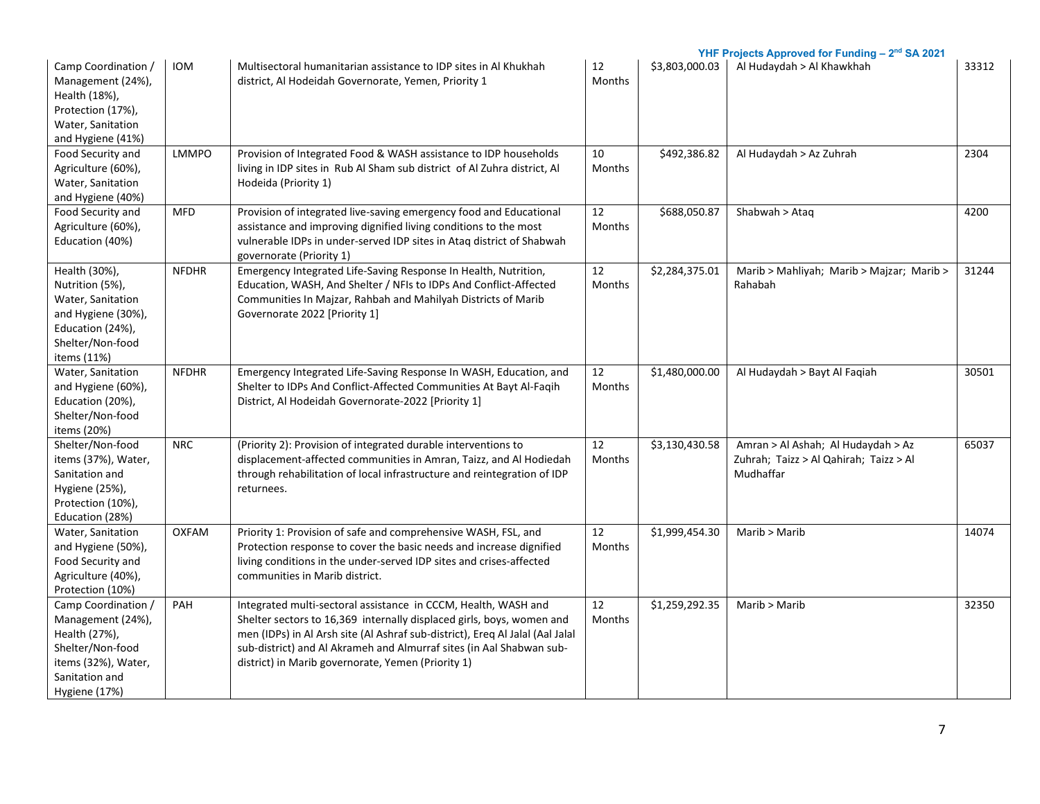| Camp Coordination / Management (24%), Health (18%), Protection (17%), Water, Sanitation and Hygiene (41%) | IOM | Multisectoral humanitarian assistance to IDP sites in Al Khukhah district, Al Hodeidah Governorate, Yemen, Priority 1 | 12 Months | $3,803,000.03 | Al Hudaydah > Al Khawkhah | 33312 |
|---|---|---|---|---|---|---|
| Food Security and Agriculture (60%), Water, Sanitation and Hygiene (40%) | LMMPO | Provision of Integrated Food & WASH assistance to IDP households living in IDP sites in Rub Al Sham sub district of Al Zuhra district, Al Hodeida (Priority 1) | 10 Months | $492,386.82 | Al Hudaydah > Az Zuhrah | 2304 |
| Food Security and Agriculture (60%), Education (40%) | MFD | Provision of integrated live-saving emergency food and Educational assistance and improving dignified living conditions to the most vulnerable IDPs in under-served IDP sites in Ataq district of Shabwah governorate (Priority 1) | 12 Months | $688,050.87 | Shabwah > Ataq | 4200 |
| Health (30%), Nutrition (5%), Water, Sanitation and Hygiene (30%), Education (24%), Shelter/Non-food items (11%) | NFDHR | Emergency Integrated Life-Saving Response In Health, Nutrition, Education, WASH, And Shelter / NFIs to IDPs And Conflict-Affected Communities In Majzar, Rahbah and Mahilyah Districts of Marib Governorate 2022 [Priority 1] | 12 Months | $2,284,375.01 | Marib > Mahliyah; Marib > Majzar; Marib > Rahabah | 31244 |
| Water, Sanitation and Hygiene (60%), Education (20%), Shelter/Non-food items (20%) | NFDHR | Emergency Integrated Life-Saving Response In WASH, Education, and Shelter to IDPs And Conflict-Affected Communities At Bayt Al-Faqih District, Al Hodeidah Governorate-2022 [Priority 1] | 12 Months | $1,480,000.00 | Al Hudaydah > Bayt Al Faqiah | 30501 |
| Shelter/Non-food items (37%), Water, Sanitation and Hygiene (25%), Protection (10%), Education (28%) | NRC | (Priority 2): Provision of integrated durable interventions to displacement-affected communities in Amran, Taizz, and Al Hodiedah through rehabilitation of local infrastructure and reintegration of IDP returnees. | 12 Months | $3,130,430.58 | Amran > Al Ashah; Al Hudaydah > Az Zuhrah; Taizz > Al Qahirah; Taizz > Al Mudhaffar | 65037 |
| Water, Sanitation and Hygiene (50%), Food Security and Agriculture (40%), Protection (10%) | OXFAM | Priority 1: Provision of safe and comprehensive WASH, FSL, and Protection response to cover the basic needs and increase dignified living conditions in the under-served IDP sites and crises-affected communities in Marib district. | 12 Months | $1,999,454.30 | Marib > Marib | 14074 |
| Camp Coordination / Management (24%), Health (27%), Shelter/Non-food items (32%), Water, Sanitation and Hygiene (17%) | PAH | Integrated multi-sectoral assistance in CCCM, Health, WASH and Shelter sectors to 16,369 internally displaced girls, boys, women and men (IDPs) in Al Arsh site (Al Ashraf sub-district), Ereq Al Jalal (Aal Jalal sub-district) and Al Akrameh and Almurraf sites (in Aal Shabwan sub-district) in Marib governorate, Yemen (Priority 1) | 12 Months | $1,259,292.35 | Marib > Marib | 32350 |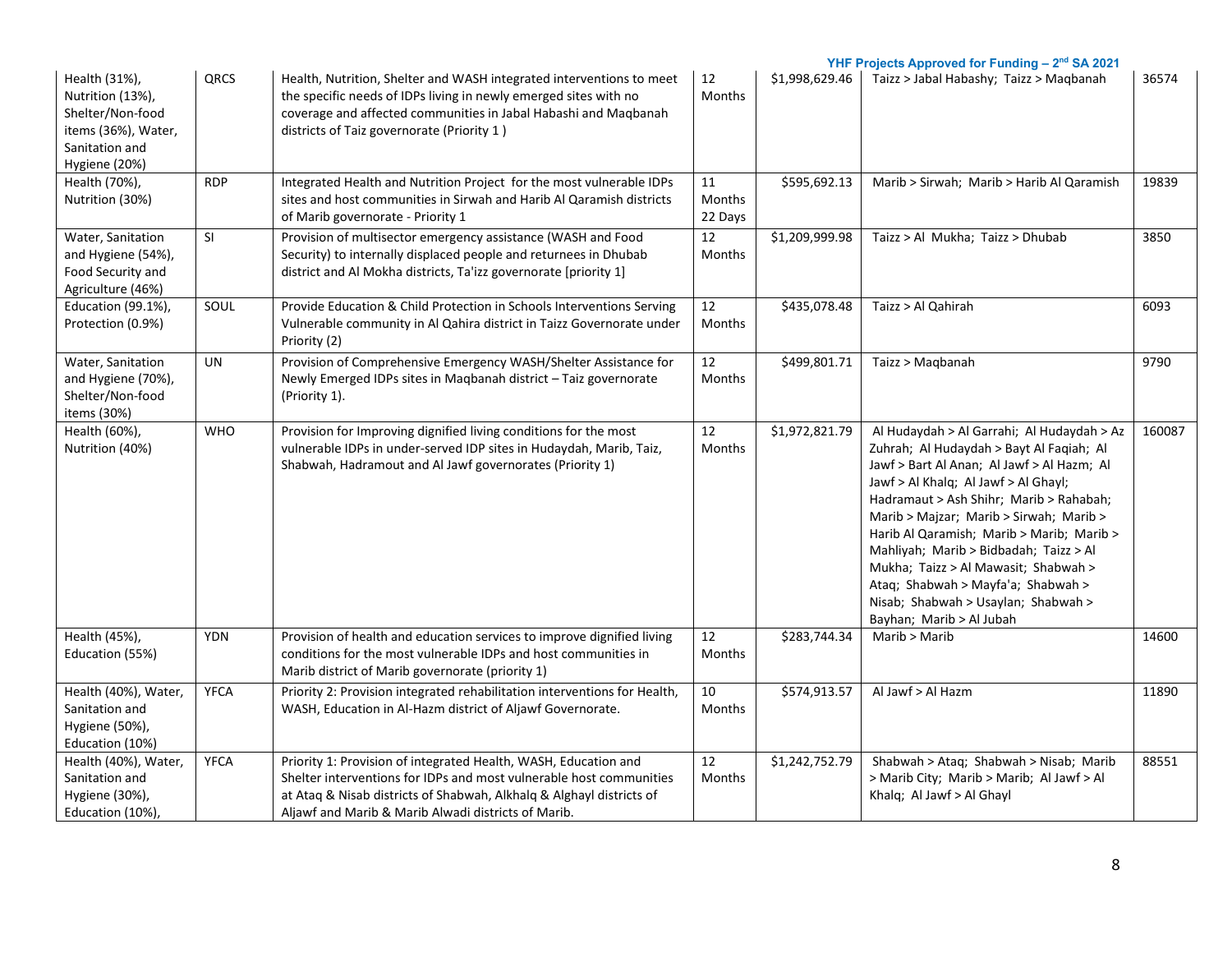| | | | | | | |
|---|---|---|---|---|---|---|
| Health (31%), Nutrition (13%), Shelter/Non-food items (36%), Water, Sanitation and Hygiene (20%) | QRCS | Health, Nutrition, Shelter and WASH integrated interventions to meet the specific needs of IDPs living in newly emerged sites with no coverage and affected communities in Jabal Habashi and Maqbanah districts of Taiz governorate (Priority 1 ) | 12 Months | $1,998,629.46 | Taizz > Jabal Habashy; Taizz > Maqbanah | 36574 |
| Health (70%), Nutrition (30%) | RDP | Integrated Health and Nutrition Project for the most vulnerable IDPs sites and host communities in Sirwah and Harib Al Qaramish districts of Marib governorate - Priority 1 | 11 Months 22 Days | $595,692.13 | Marib > Sirwah; Marib > Harib Al Qaramish | 19839 |
| Water, Sanitation and Hygiene (54%), Food Security and Agriculture (46%) | SI | Provision of multisector emergency assistance (WASH and Food Security) to internally displaced people and returnees in Dhubab district and Al Mokha districts, Ta'izz governorate [priority 1] | 12 Months | $1,209,999.98 | Taizz > Al Mukha; Taizz > Dhubab | 3850 |
| Education (99.1%), Protection (0.9%) | SOUL | Provide Education & Child Protection in Schools Interventions Serving Vulnerable community in Al Qahira district in Taizz Governorate under Priority (2) | 12 Months | $435,078.48 | Taizz > Al Qahirah | 6093 |
| Water, Sanitation and Hygiene (70%), Shelter/Non-food items (30%) | UN | Provision of Comprehensive Emergency WASH/Shelter Assistance for Newly Emerged IDPs sites in Maqbanah district – Taiz governorate (Priority 1). | 12 Months | $499,801.71 | Taizz > Maqbanah | 9790 |
| Health (60%), Nutrition (40%) | WHO | Provision for Improving dignified living conditions for the most vulnerable IDPs in under-served IDP sites in Hudaydah, Marib, Taiz, Shabwah, Hadramout and Al Jawf governorates (Priority 1) | 12 Months | $1,972,821.79 | Al Hudaydah > Al Garrahi; Al Hudaydah > Az Zuhrah; Al Hudaydah > Bayt Al Faqiah; Al Jawf > Bart Al Anan; Al Jawf > Al Hazm; Al Jawf > Al Khalq; Al Jawf > Al Ghayl; Hadramaut > Ash Shihr; Marib > Rahabah; Marib > Majzar; Marib > Sirwah; Marib > Harib Al Qaramish; Marib > Marib; Marib > Mahliyah; Marib > Bidbadah; Taizz > Al Mukha; Taizz > Al Mawasit; Shabwah > Ataq; Shabwah > Mayfa'a; Shabwah > Nisab; Shabwah > Usaylan; Shabwah > Bayhan; Marib > Al Jubah | 160087 |
| Health (45%), Education (55%) | YDN | Provision of health and education services to improve dignified living conditions for the most vulnerable IDPs and host communities in Marib district of Marib governorate (priority 1) | 12 Months | $283,744.34 | Marib > Marib | 14600 |
| Health (40%), Water, Sanitation and Hygiene (50%), Education (10%) | YFCA | Priority 2: Provision integrated rehabilitation interventions for Health, WASH, Education in Al-Hazm district of Aljawf Governorate. | 10 Months | $574,913.57 | Al Jawf > Al Hazm | 11890 |
| Health (40%), Water, Sanitation and Hygiene (30%), Education (10%), | YFCA | Priority 1: Provision of integrated Health, WASH, Education and Shelter interventions for IDPs and most vulnerable host communities at Ataq & Nisab districts of Shabwah, Alkhalq & Alghayl districts of Aljawf and Marib & Marib Alwadi districts of Marib. | 12 Months | $1,242,752.79 | Shabwah > Ataq; Shabwah > Nisab; Marib > Marib City; Marib > Marib; Al Jawf > Al Khalq; Al Jawf > Al Ghayl | 88551 |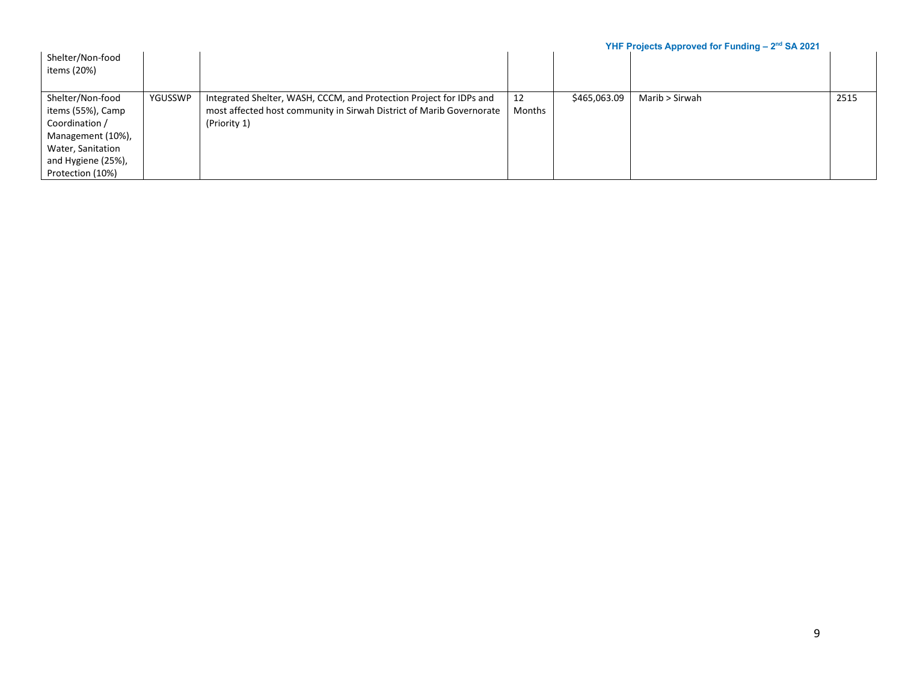| | | | | | | |
|---|---|---|---|---|---|---|
| Shelter/Non-food items (20%) | | | | | | |
| Shelter/Non-food items (55%), Camp Coordination / Management (10%), Water, Sanitation and Hygiene (25%), Protection (10%) | YGUSSWP | Integrated Shelter, WASH, CCCM, and Protection Project for IDPs and most affected host community in Sirwah District of Marib Governorate (Priority 1) | 12 Months | $465,063.09 | Marib > Sirwah | 2515 |